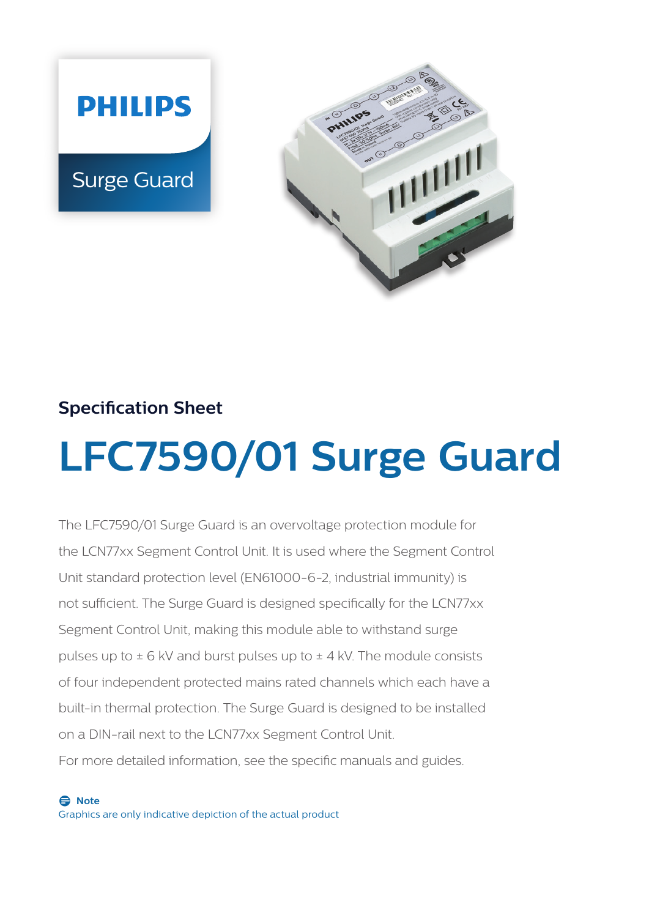PHILIPS

Surge Guard

### Specification Sheet

# LFC7590/01 Surge Guard

The LFC7590/01 Surge Guard is an overvoltage protection module for the LCN77xx Segment Control Unit. It is used where the Segment Control Unit standard protection level (EN61000-6-2, industrial immunity) is not sufficient. The Surge Guard is designed specifically for the LCN77xx Segment Control Unit, making this module able to withstand surge pulses up to ± 6 kV and burst pulses up to ± 4 kV. The module consists of four independent protected mains rated channels which each have a built-in thermal protection. The Surge Guard is designed to be installed on a DIN-rail next to the LCN77xx Segment Control Unit.
For more detailed information, see the specific manuals and guides.

**Note**
Graphics are only indicative depiction of the actual product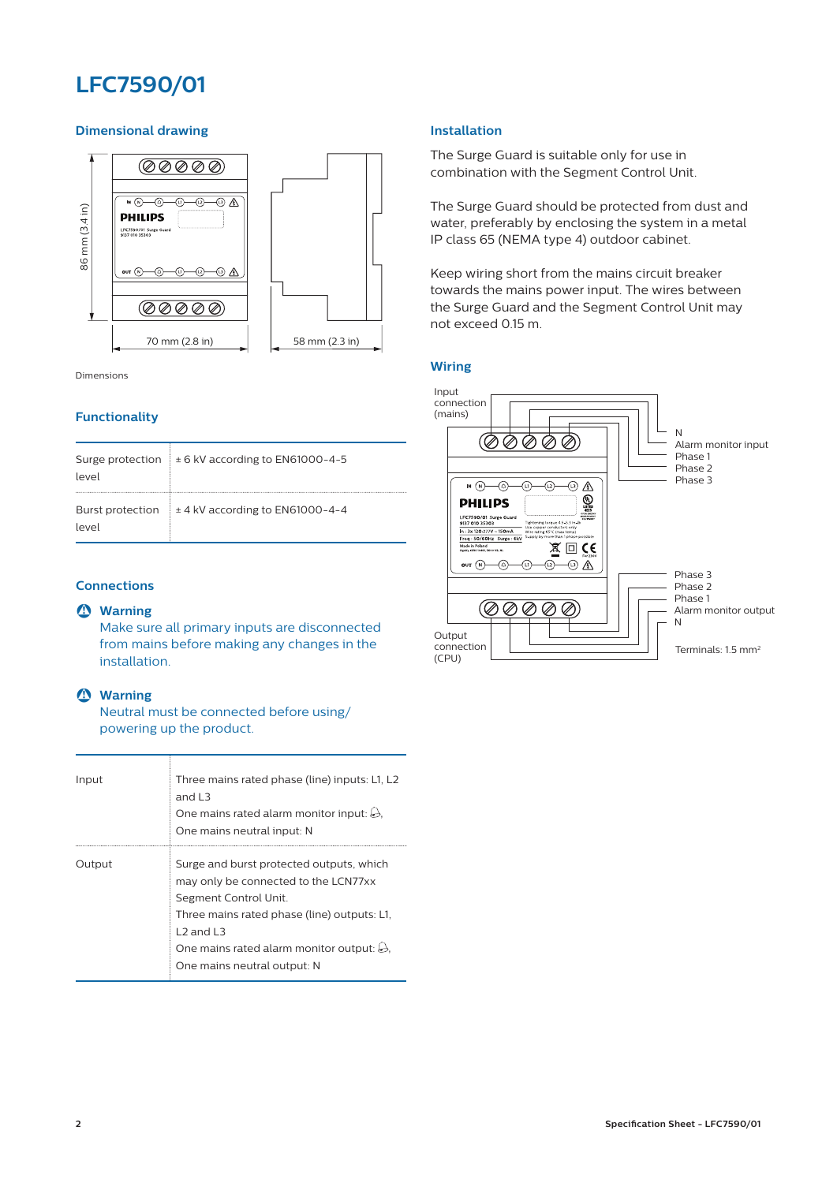# LFC7590/01

## Dimensional drawing

86 mm (3.4 in)

70 mm (2.8 in)

58 mm (2.3 in)

Dimensions

## Functionality

| Surge protection level | ± 6 kV according to EN61000-4-5 |
|---|---|
| Burst protection level | ± 4 kV according to EN61000-4-4 |

## Connections

**Warning**
Make sure all primary inputs are disconnected from mains before making any changes in the installation.

**Warning**
Neutral must be connected before using/ powering up the product.

| Input | Three mains rated phase (line) inputs: L1, L2 and L3<br>One mains rated alarm monitor input: 🔔,<br>One mains neutral input: N |
|---|---|
| Output | Surge and burst protected outputs, which may only be connected to the LCN77xx Segment Control Unit.<br>Three mains rated phase (line) outputs: L1, L2 and L3<br>One mains rated alarm monitor output: 🔔,<br>One mains neutral output: N |

## Installation

The Surge Guard is suitable only for use in combination with the Segment Control Unit.

The Surge Guard should be protected from dust and water, preferably by enclosing the system in a metal IP class 65 (NEMA type 4) outdoor cabinet.

Keep wiring short from the mains circuit breaker towards the mains power input. The wires between the Surge Guard and the Segment Control Unit may not exceed 0.15 m.

## Wiring

Input connection (mains)

N
Alarm monitor input
Phase 1
Phase 2
Phase 3

Phase 3
Phase 2
Phase 1
Alarm monitor output
N

Output connection (CPU)

Terminals: 1.5 mm²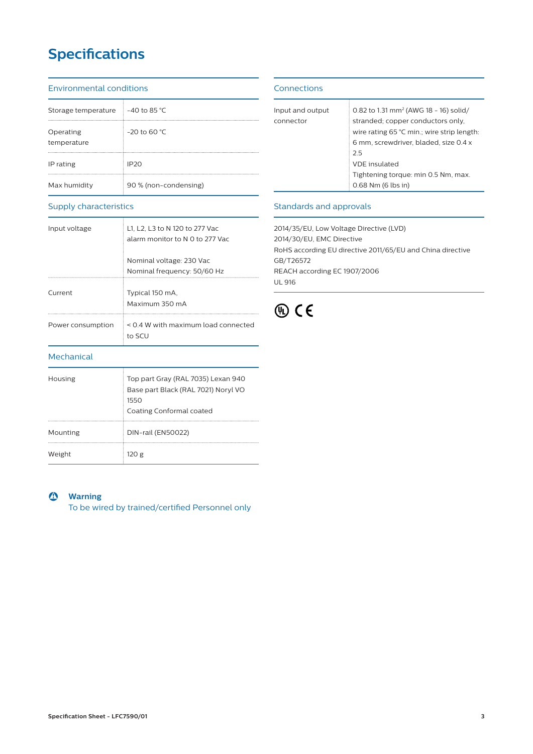# Specifications

## Environmental conditions

| | |
|---|---|
| Storage temperature | -40 to 85 °C |
| Operating temperature | -20 to 60 °C |
| IP rating | IP20 |
| Max humidity | 90 % (non-condensing) |

## Supply characteristics

| | |
|---|---|
| Input voltage | L1, L2, L3 to N 120 to 277 Vac<br>alarm monitor to N 0 to 277 Vac<br><br>Nominal voltage: 230 Vac<br>Nominal frequency: 50/60 Hz |
| Current | Typical 150 mA,<br>Maximum 350 mA |
| Power consumption | < 0.4 W with maximum load connected to SCU |

## Mechanical

| | |
|---|---|
| Housing | Top part Gray (RAL 7035) Lexan 940<br>Base part Black (RAL 7021) Noryl VO 1550<br>Coating Conformal coated |
| Mounting | DIN-rail (EN50022) |
| Weight | 120 g |

## Connections

| | |
|---|---|
| Input and output connector | 0.82 to 1.31 mm² (AWG 18 - 16) solid/ stranded; copper conductors only, wire rating 65 °C min.; wire strip length: 6 mm, screwdriver, bladed, size 0.4 x 2.5<br>VDE insulated<br>Tightening torque: min 0.5 Nm, max. 0.68 Nm (6 lbs in) |

## Standards and approvals

2014/35/EU, Low Voltage Directive (LVD)
2014/30/EU, EMC Directive
RoHS according EU directive 2011/65/EU and China directive GB/T26572
REACH according EC 1907/2006
UL 916

**Warning**
To be wired by trained/certified Personnel only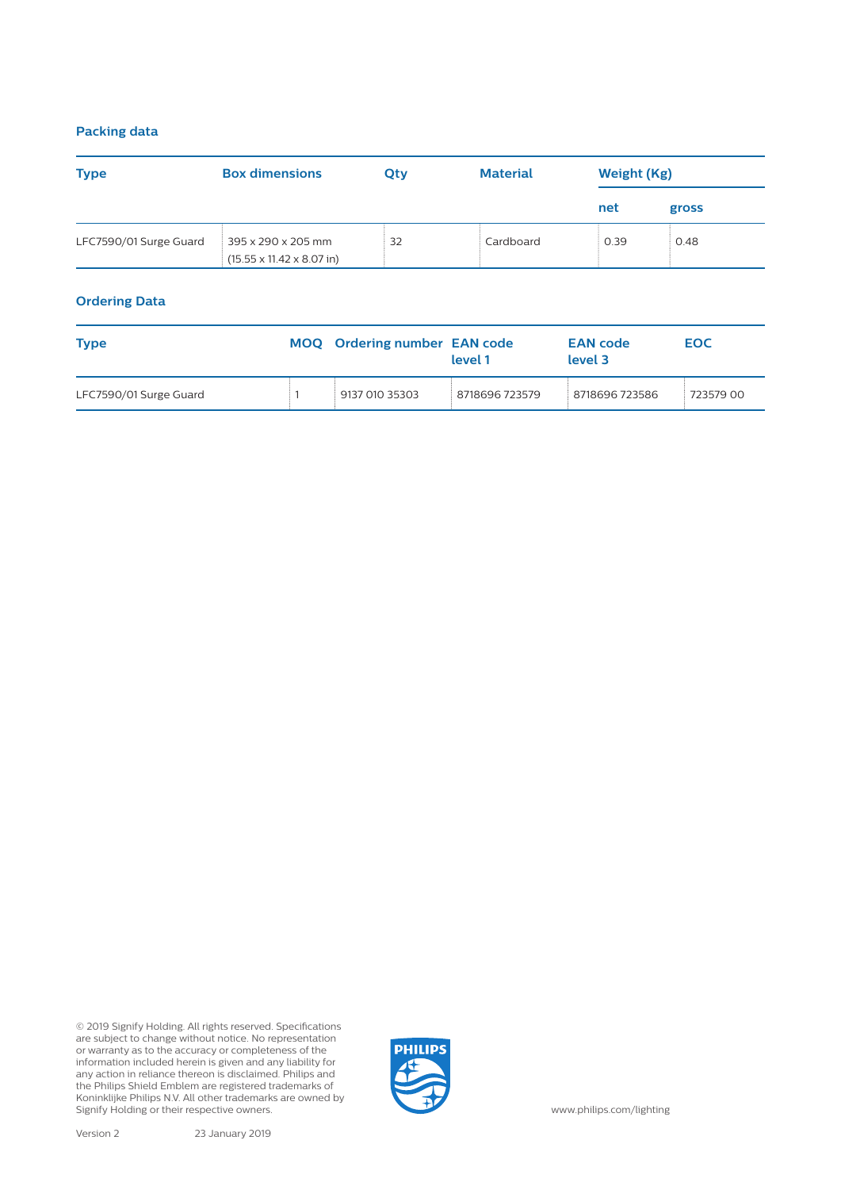## Packing data

| Type | Box dimensions | Qty | Material | Weight (Kg) | |
|---|---|---|---|---|---|
| | | | | net | gross |
| LFC7590/01 Surge Guard | 395 x 290 x 205 mm (15.55 x 11.42 x 8.07 in) | 32 | Cardboard | 0.39 | 0.48 |

## Ordering Data

| Type | MOQ | Ordering number | EAN code level 1 | EAN code level 3 | EOC |
|---|---|---|---|---|---|
| LFC7590/01 Surge Guard | 1 | 9137 010 35303 | 8718696 723579 | 8718696 723586 | 723579 00 |

© 2019 Signify Holding. All rights reserved. Specifications are subject to change without notice. No representation or warranty as to the accuracy or completeness of the information included herein is given and any liability for any action in reliance thereon is disclaimed. Philips and the Philips Shield Emblem are registered trademarks of Koninklijke Philips N.V. All other trademarks are owned by Signify Holding or their respective owners.

www.philips.com/lighting

Version 2 23 January 2019